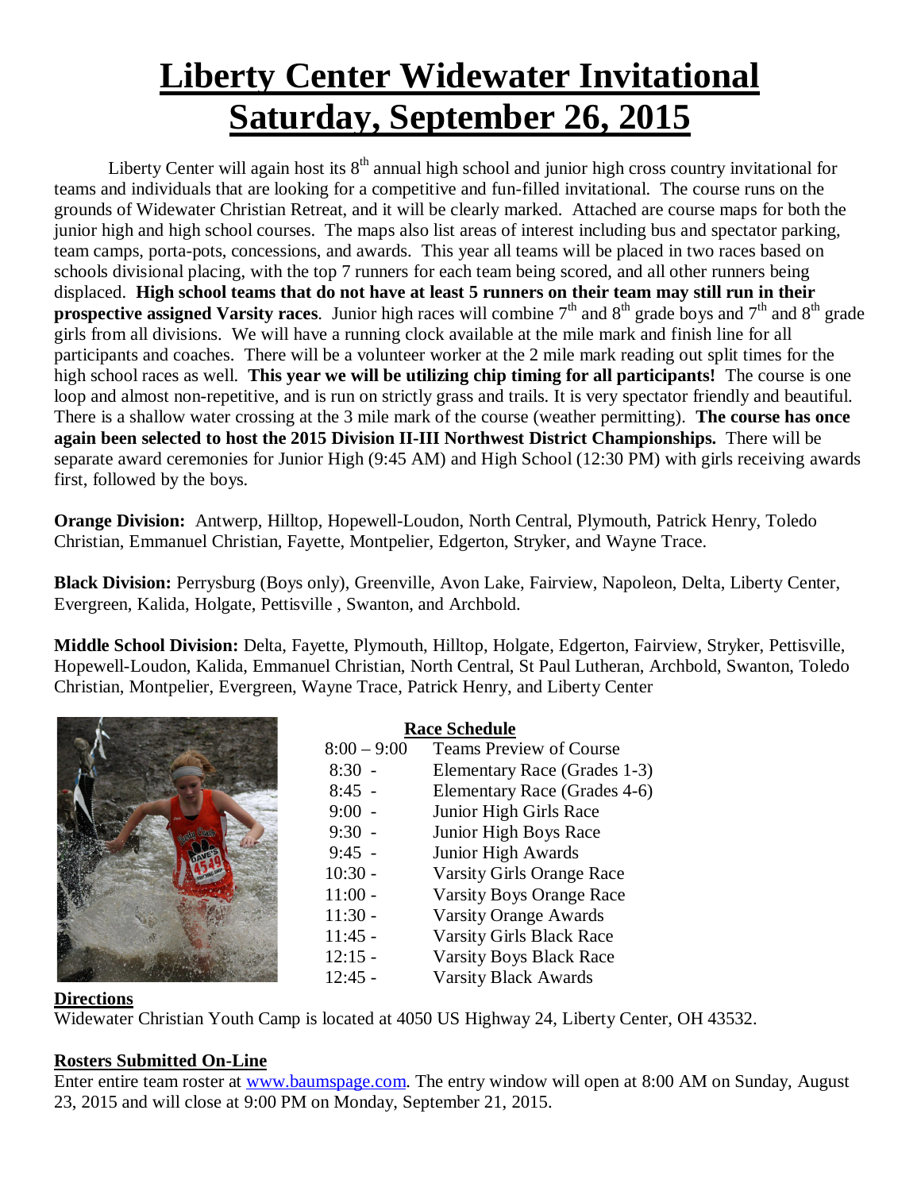# Liberty Center Widewater Invitational
# Saturday, September 26, 2015

Liberty Center will again host its 8th annual high school and junior high cross country invitational for teams and individuals that are looking for a competitive and fun-filled invitational. The course runs on the grounds of Widewater Christian Retreat, and it will be clearly marked. Attached are course maps for both the junior high and high school courses. The maps also list areas of interest including bus and spectator parking, team camps, porta-pots, concessions, and awards. This year all teams will be placed in two races based on schools divisional placing, with the top 7 runners for each team being scored, and all other runners being displaced. **High school teams that do not have at least 5 runners on their team may still run in their prospective assigned Varsity races**. Junior high races will combine 7th and 8th grade boys and 7th and 8th grade girls from all divisions. We will have a running clock available at the mile mark and finish line for all participants and coaches. There will be a volunteer worker at the 2 mile mark reading out split times for the high school races as well. **This year we will be utilizing chip timing for all participants!** The course is one loop and almost non-repetitive, and is run on strictly grass and trails. It is very spectator friendly and beautiful. There is a shallow water crossing at the 3 mile mark of the course (weather permitting). **The course has once again been selected to host the 2015 Division II-III Northwest District Championships.** There will be separate award ceremonies for Junior High (9:45 AM) and High School (12:30 PM) with girls receiving awards first, followed by the boys.

**Orange Division:** Antwerp, Hilltop, Hopewell-Loudon, North Central, Plymouth, Patrick Henry, Toledo Christian, Emmanuel Christian, Fayette, Montpelier, Edgerton, Stryker, and Wayne Trace.

**Black Division:** Perrysburg (Boys only), Greenville, Avon Lake, Fairview, Napoleon, Delta, Liberty Center, Evergreen, Kalida, Holgate, Pettisville , Swanton, and Archbold.

**Middle School Division:** Delta, Fayette, Plymouth, Hilltop, Holgate, Edgerton, Fairview, Stryker, Pettisville, Hopewell-Loudon, Kalida, Emmanuel Christian, North Central, St Paul Lutheran, Archbold, Swanton, Toledo Christian, Montpelier, Evergreen, Wayne Trace, Patrick Henry, and Liberty Center

**Race Schedule**

| | |
|---|---|
| 8:00 – 9:00 | Teams Preview of Course |
| 8:30 - | Elementary Race (Grades 1-3) |
| 8:45 - | Elementary Race (Grades 4-6) |
| 9:00 - | Junior High Girls Race |
| 9:30 - | Junior High Boys Race |
| 9:45 - | Junior High Awards |
| 10:30 - | Varsity Girls Orange Race |
| 11:00 - | Varsity Boys Orange Race |
| 11:30 - | Varsity Orange Awards |
| 11:45 - | Varsity Girls Black Race |
| 12:15 - | Varsity Boys Black Race |
| 12:45 - | Varsity Black Awards |

**Directions**

Widewater Christian Youth Camp is located at 4050 US Highway 24, Liberty Center, OH 43532.

**Rosters Submitted On-Line**

Enter entire team roster at www.baumspage.com. The entry window will open at 8:00 AM on Sunday, August 23, 2015 and will close at 9:00 PM on Monday, September 21, 2015.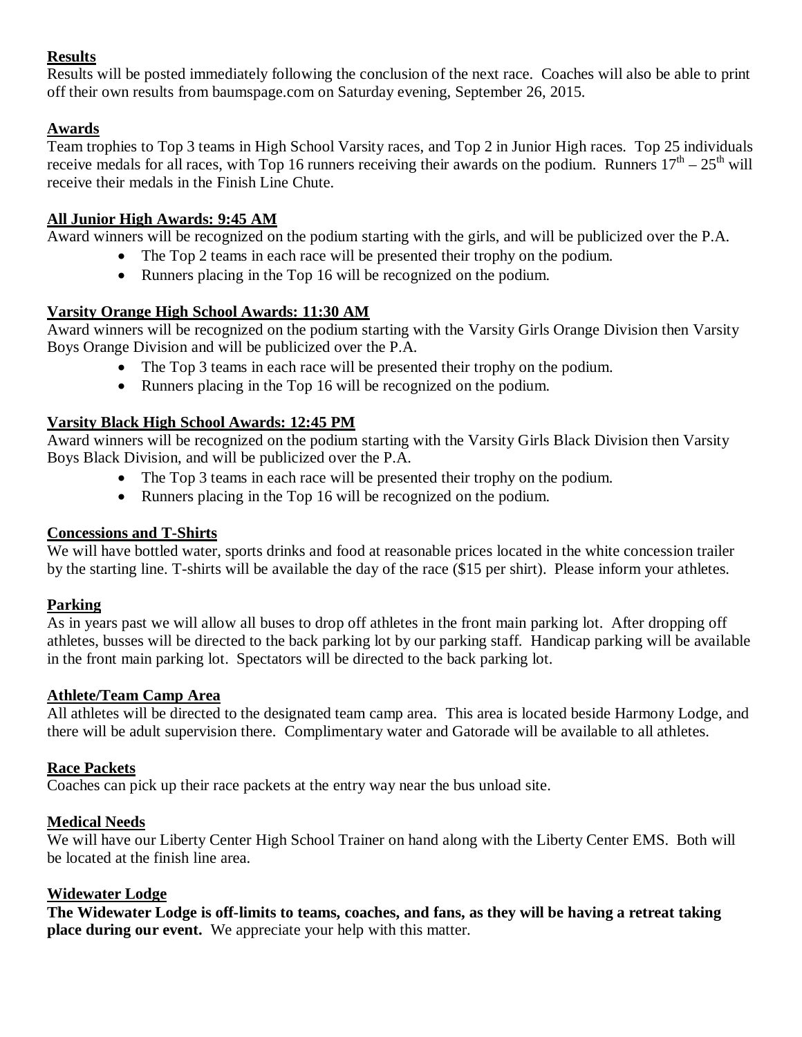## Results

Results will be posted immediately following the conclusion of the next race. Coaches will also be able to print off their own results from baumspage.com on Saturday evening, September 26, 2015.

## Awards

Team trophies to Top 3 teams in High School Varsity races, and Top 2 in Junior High races. Top 25 individuals receive medals for all races, with Top 16 runners receiving their awards on the podium. Runners 17th – 25th will receive their medals in the Finish Line Chute.

## All Junior High Awards: 9:45 AM

Award winners will be recognized on the podium starting with the girls, and will be publicized over the P.A.

- The Top 2 teams in each race will be presented their trophy on the podium.
- Runners placing in the Top 16 will be recognized on the podium.

## Varsity Orange High School Awards: 11:30 AM

Award winners will be recognized on the podium starting with the Varsity Girls Orange Division then Varsity Boys Orange Division and will be publicized over the P.A.

- The Top 3 teams in each race will be presented their trophy on the podium.
- Runners placing in the Top 16 will be recognized on the podium.

## Varsity Black High School Awards: 12:45 PM

Award winners will be recognized on the podium starting with the Varsity Girls Black Division then Varsity Boys Black Division, and will be publicized over the P.A.

- The Top 3 teams in each race will be presented their trophy on the podium.
- Runners placing in the Top 16 will be recognized on the podium.

## Concessions and T-Shirts

We will have bottled water, sports drinks and food at reasonable prices located in the white concession trailer by the starting line. T-shirts will be available the day of the race ($15 per shirt). Please inform your athletes.

## Parking

As in years past we will allow all buses to drop off athletes in the front main parking lot. After dropping off athletes, busses will be directed to the back parking lot by our parking staff. Handicap parking will be available in the front main parking lot. Spectators will be directed to the back parking lot.

## Athlete/Team Camp Area

All athletes will be directed to the designated team camp area. This area is located beside Harmony Lodge, and there will be adult supervision there. Complimentary water and Gatorade will be available to all athletes.

## Race Packets

Coaches can pick up their race packets at the entry way near the bus unload site.

## Medical Needs

We will have our Liberty Center High School Trainer on hand along with the Liberty Center EMS. Both will be located at the finish line area.

## Widewater Lodge

**The Widewater Lodge is off-limits to teams, coaches, and fans, as they will be having a retreat taking place during our event.** We appreciate your help with this matter.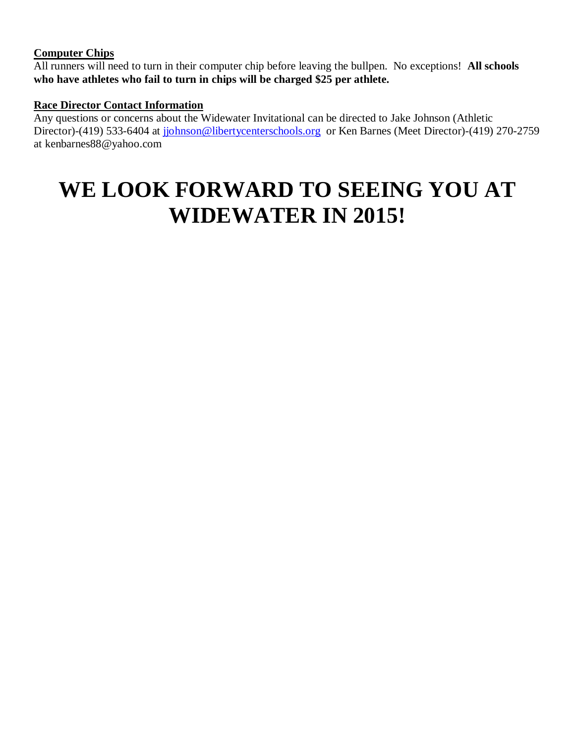**Computer Chips**

All runners will need to turn in their computer chip before leaving the bullpen. No exceptions! **All schools who have athletes who fail to turn in chips will be charged $25 per athlete.**

**Race Director Contact Information**

Any questions or concerns about the Widewater Invitational can be directed to Jake Johnson (Athletic Director)-(419) 533-6404 at jjohnson@libertycenterschools.org or Ken Barnes (Meet Director)-(419) 270-2759 at kenbarnes88@yahoo.com

# WE LOOK FORWARD TO SEEING YOU AT WIDEWATER IN 2015!